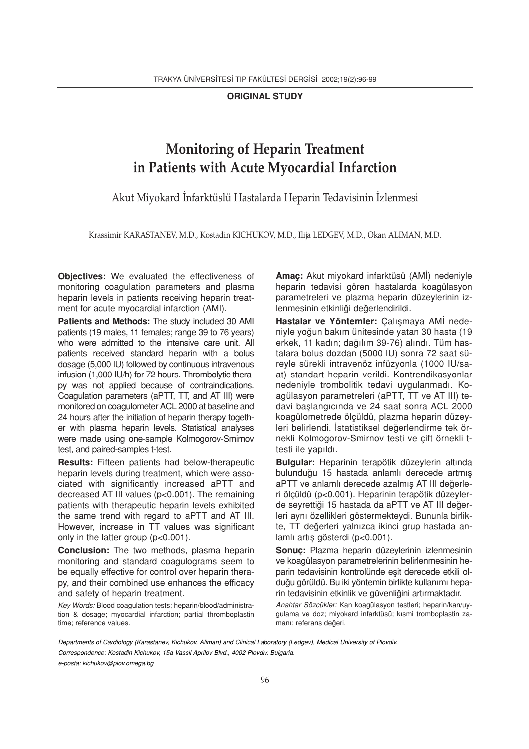**ORIGINAL STUDY**

# Monitoring of Heparin Treatment in Patients with Acute Myocardial Infarction

Akut Miyokard İnfarktüslü Hastalarda Heparin Tedavisinin İzlenmesi

Krassimir KARASTANEV, M.D., Kostadin KICHUKOV, M.D., Ilija LEDGEV, M.D., Okan ALIMAN, M.D.

**Objectives:** We evaluated the effectiveness of monitoring coagulation parameters and plasma heparin levels in patients receiving heparin treatment for acute myocardial infarction (AMI).

**Patients and Methods:** The study included 30 AMI patients (19 males, 11 females; range 39 to 76 years) who were admitted to the intensive care unit. All patients received standard heparin with a bolus dosage (5,000 IU) followed by continuous intravenous infusion (1,000 IU/h) for 72 hours. Thrombolytic therapy was not applied because of contraindications. Coagulation parameters (aPTT, TT, and AT III) were monitored on coagulometer ACL 2000 at baseline and 24 hours after the initiation of heparin therapy together with plasma heparin levels. Statistical analyses were made using one-sample Kolmogorov-Smirnov test, and paired-samples t-test.

**Results:** Fifteen patients had below-therapeutic heparin levels during treatment, which were associated with significantly increased aPTT and decreased AT III values ($p<0.001$). The remaining patients with therapeutic heparin levels exhibited the same trend with regard to aPTT and AT III. However, increase in TT values was significant only in the latter group ($p<0.001$).

**Conclusion:** The two methods, plasma heparin monitoring and standard coagulograms seem to be equally effective for control over heparin therapy, and their combined use enhances the efficacy and safety of heparin treatment.

*Key Words:* Blood coagulation tests; heparin/blood/administration & dosage; myocardial infarction; partial thromboplastin time; reference values.

**Amaç:** Akut miyokard infarktüsü (AMİ) nedeniyle heparin tedavisi gören hastalarda koagülasyon parametreleri ve plazma heparin düzeylerinin izlenmesinin etkinliği değerlendirildi.

**Hastalar ve Yöntemler:** Çalışmaya AMİ nedeniyle yoğun bakım ünitesinde yatan 30 hasta (19 erkek, 11 kadın; dağılım 39-76) alındı. Tüm hastalara bolus dozdan (5000 IU) sonra 72 saat süreyle sürekli intravenöz infüzyonla (1000 IU/saat) standart heparin verildi. Kontrendikasyonlar nedeniyle trombolitik tedavi uygulanmadı. Koagülasyon parametreleri (aPTT, TT ve AT III) tedavi başlangıcında ve 24 saat sonra ACL 2000 koagülometrede ölçüldü, plazma heparin düzeyleri belirlendi. İstatistiksel değerlendirme tek örnekli Kolmogorov-Smirnov testi ve çift örnekli t-testi ile yapıldı.

**Bulgular:** Heparinin terapötik düzeylerin altında bulunduğu 15 hastada anlamlı derecede artmış aPTT ve anlamlı derecede azalmış AT III değerleri ölçüldü ($p<0.001$). Heparinin terapötik düzeylerde seyrettiği 15 hastada da aPTT ve AT III değerleri aynı özellikleri göstermekteydi. Bununla birlikte, TT değerleri yalnızca ikinci grup hastada anlamlı artış gösterdi ($p<0.001$).

**Sonuç:** Plazma heparin düzeylerinin izlenmesinin ve koagülasyon parametrelerinin belirlenmesinin heparin tedavisinin kontrolünde eşit derecede etkili olduğu görüldü. Bu iki yöntemin birlikte kullanımı heparin tedavisinin etkinlik ve güvenliğini artırmaktadır.

*Anahtar Sözcükler:* Kan koagülasyon testleri; heparin/kan/uygulama ve doz; miyokard infarktüsü; kısmi tromboplastin zamanı; referans değeri.

*Departments of Cardiology (Karastanev, Kichukov, Aliman) and Clinical Laboratory (Ledgev), Medical University of Plovdiv.*

*Correspondence: Kostadin Kichukov, 15a Vassil Aprilov Blvd., 4002 Plovdiv, Bulgaria.*

*e-posta: kichukov@plov.omega.bg*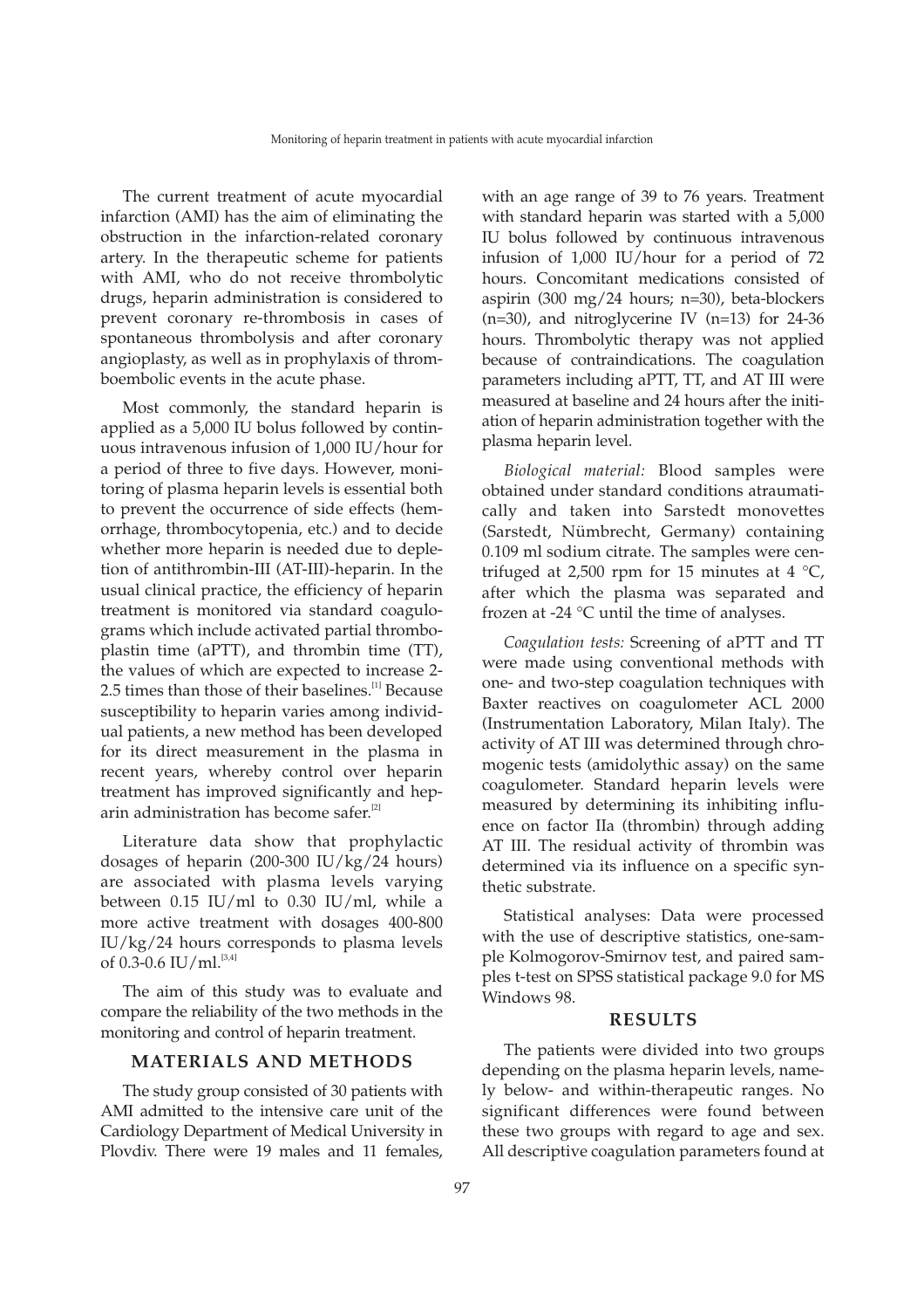The current treatment of acute myocardial infarction (AMI) has the aim of eliminating the obstruction in the infarction-related coronary artery. In the therapeutic scheme for patients with AMI, who do not receive thrombolytic drugs, heparin administration is considered to prevent coronary re-thrombosis in cases of spontaneous thrombolysis and after coronary angioplasty, as well as in prophylaxis of thromboembolic events in the acute phase.

Most commonly, the standard heparin is applied as a 5,000 IU bolus followed by continuous intravenous infusion of 1,000 IU/hour for a period of three to five days. However, monitoring of plasma heparin levels is essential both to prevent the occurrence of side effects (hemorrhage, thrombocytopenia, etc.) and to decide whether more heparin is needed due to depletion of antithrombin-III (AT-III)-heparin. In the usual clinical practice, the efficiency of heparin treatment is monitored via standard coagulograms which include activated partial thromboplastin time (aPTT), and thrombin time (TT), the values of which are expected to increase 2-2.5 times than those of their baselines.[1] Because susceptibility to heparin varies among individual patients, a new method has been developed for its direct measurement in the plasma in recent years, whereby control over heparin treatment has improved significantly and heparin administration has become safer.[2]

Literature data show that prophylactic dosages of heparin (200-300 IU/kg/24 hours) are associated with plasma levels varying between 0.15 IU/ml to 0.30 IU/ml, while a more active treatment with dosages 400-800 IU/kg/24 hours corresponds to plasma levels of 0.3-0.6 IU/ml.[3,4]

The aim of this study was to evaluate and compare the reliability of the two methods in the monitoring and control of heparin treatment.

## MATERIALS AND METHODS

The study group consisted of 30 patients with AMI admitted to the intensive care unit of the Cardiology Department of Medical University in Plovdiv. There were 19 males and 11 females, with an age range of 39 to 76 years. Treatment with standard heparin was started with a 5,000 IU bolus followed by continuous intravenous infusion of 1,000 IU/hour for a period of 72 hours. Concomitant medications consisted of aspirin (300 mg/24 hours; n=30), beta-blockers (n=30), and nitroglycerine IV (n=13) for 24-36 hours. Thrombolytic therapy was not applied because of contraindications. The coagulation parameters including aPTT, TT, and AT III were measured at baseline and 24 hours after the initiation of heparin administration together with the plasma heparin level.

*Biological material:* Blood samples were obtained under standard conditions atraumatically and taken into Sarstedt monovettes (Sarstedt, Nümbrecht, Germany) containing 0.109 ml sodium citrate. The samples were centrifuged at 2,500 rpm for 15 minutes at 4 °C, after which the plasma was separated and frozen at -24 °C until the time of analyses.

*Coagulation tests:* Screening of aPTT and TT were made using conventional methods with one- and two-step coagulation techniques with Baxter reactives on coagulometer ACL 2000 (Instrumentation Laboratory, Milan Italy). The activity of AT III was determined through chromogenic tests (amidolythic assay) on the same coagulometer. Standard heparin levels were measured by determining its inhibiting influence on factor IIa (thrombin) through adding AT III. The residual activity of thrombin was determined via its influence on a specific synthetic substrate.

Statistical analyses: Data were processed with the use of descriptive statistics, one-sample Kolmogorov-Smirnov test, and paired samples t-test on SPSS statistical package 9.0 for MS Windows 98.

## RESULTS

The patients were divided into two groups depending on the plasma heparin levels, namely below- and within-therapeutic ranges. No significant differences were found between these two groups with regard to age and sex. All descriptive coagulation parameters found at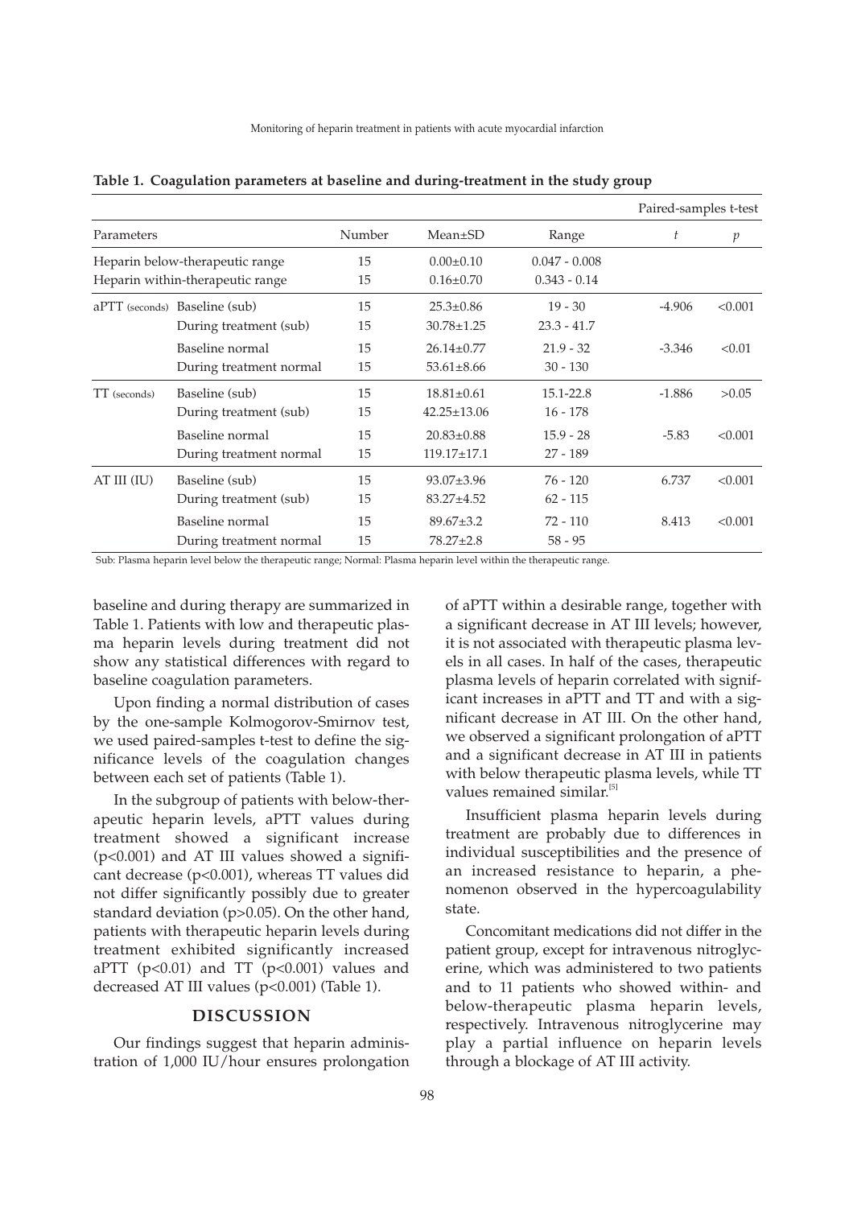**Table 1. Coagulation parameters at baseline and during-treatment in the study group**

| Parameters | | Number | Mean±SD | Range | Paired-samples t-test $t$ | $p$ |
|---|---|---|---|---|---|---|
| Heparin below-therapeutic range | | 15 | 0.00±0.10 | 0.047 - 0.008 | | |
| Heparin within-therapeutic range | | 15 | 0.16±0.70 | 0.343 - 0.14 | | |
| aPTT (seconds) | Baseline (sub) | 15 | 25.3±0.86 | 19 - 30 | -4.906 | <0.001 |
| | During treatment (sub) | 15 | 30.78±1.25 | 23.3 - 41.7 | | |
| | Baseline normal | 15 | 26.14±0.77 | 21.9 - 32 | -3.346 | <0.01 |
| | During treatment normal | 15 | 53.61±8.66 | 30 - 130 | | |
| TT (seconds) | Baseline (sub) | 15 | 18.81±0.61 | 15.1-22.8 | -1.886 | >0.05 |
| | During treatment (sub) | 15 | 42.25±13.06 | 16 - 178 | | |
| | Baseline normal | 15 | 20.83±0.88 | 15.9 - 28 | -5.83 | <0.001 |
| | During treatment normal | 15 | 119.17±17.1 | 27 - 189 | | |
| AT III (IU) | Baseline (sub) | 15 | 93.07±3.96 | 76 - 120 | 6.737 | <0.001 |
| | During treatment (sub) | 15 | 83.27±4.52 | 62 - 115 | | |
| | Baseline normal | 15 | 89.67±3.2 | 72 - 110 | 8.413 | <0.001 |
| | During treatment normal | 15 | 78.27±2.8 | 58 - 95 | | |

Sub: Plasma heparin level below the therapeutic range; Normal: Plasma heparin level within the therapeutic range.

baseline and during therapy are summarized in Table 1. Patients with low and therapeutic plasma heparin levels during treatment did not show any statistical differences with regard to baseline coagulation parameters.

Upon finding a normal distribution of cases by the one-sample Kolmogorov-Smirnov test, we used paired-samples t-test to define the significance levels of the coagulation changes between each set of patients (Table 1).

In the subgroup of patients with below-therapeutic heparin levels, aPTT values during treatment showed a significant increase ($p<0.001$) and AT III values showed a significant decrease ($p<0.001$), whereas TT values did not differ significantly possibly due to greater standard deviation ($p>0.05$). On the other hand, patients with therapeutic heparin levels during treatment exhibited significantly increased aPTT ($p<0.01$) and TT ($p<0.001$) values and decreased AT III values ($p<0.001$) (Table 1).

## DISCUSSION

Our findings suggest that heparin administration of 1,000 IU/hour ensures prolongation of aPTT within a desirable range, together with a significant decrease in AT III levels; however, it is not associated with therapeutic plasma levels in all cases. In half of the cases, therapeutic plasma levels of heparin correlated with significant increases in aPTT and TT and with a significant decrease in AT III. On the other hand, we observed a significant prolongation of aPTT and a significant decrease in AT III in patients with below therapeutic plasma levels, while TT values remained similar.[5]

Insufficient plasma heparin levels during treatment are probably due to differences in individual susceptibilities and the presence of an increased resistance to heparin, a phenomenon observed in the hypercoagulability state.

Concomitant medications did not differ in the patient group, except for intravenous nitroglycerine, which was administered to two patients and to 11 patients who showed within- and below-therapeutic plasma heparin levels, respectively. Intravenous nitroglycerine may play a partial influence on heparin levels through a blockage of AT III activity.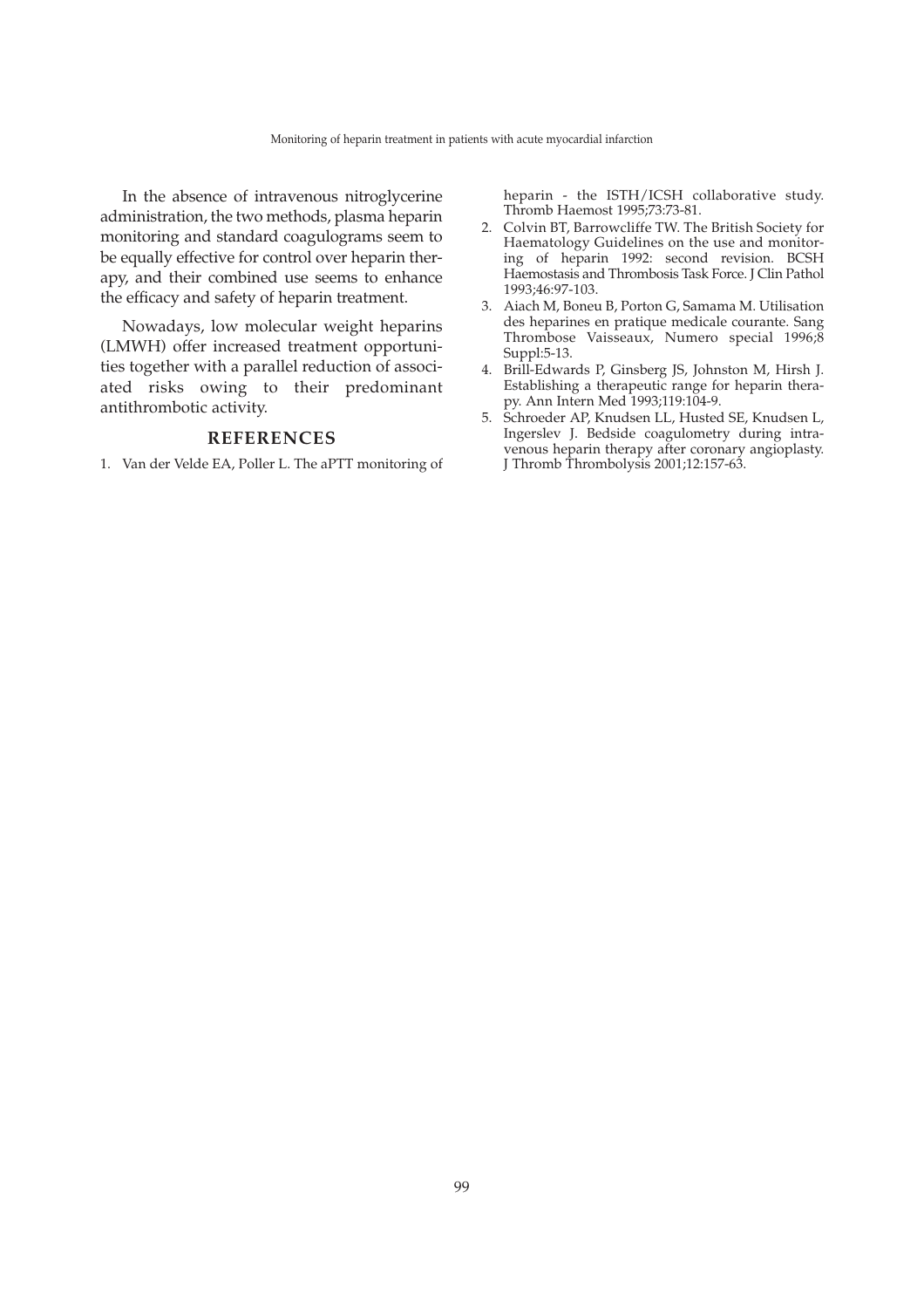In the absence of intravenous nitroglycerine administration, the two methods, plasma heparin monitoring and standard coagulograms seem to be equally effective for control over heparin therapy, and their combined use seems to enhance the efficacy and safety of heparin treatment.

Nowadays, low molecular weight heparins (LMWH) offer increased treatment opportunities together with a parallel reduction of associated risks owing to their predominant antithrombotic activity.

## REFERENCES

1. Van der Velde EA, Poller L. The aPTT monitoring of heparin - the ISTH/ICSH collaborative study. Thromb Haemost 1995;73:73-81.
2. Colvin BT, Barrowcliffe TW. The British Society for Haematology Guidelines on the use and monitoring of heparin 1992: second revision. BCSH Haemostasis and Thrombosis Task Force. J Clin Pathol 1993;46:97-103.
3. Aiach M, Boneu B, Porton G, Samama M. Utilisation des heparines en pratique medicale courante. Sang Thrombose Vaisseaux, Numero special 1996;8 Suppl:5-13.
4. Brill-Edwards P, Ginsberg JS, Johnston M, Hirsh J. Establishing a therapeutic range for heparin therapy. Ann Intern Med 1993;119:104-9.
5. Schroeder AP, Knudsen LL, Husted SE, Knudsen L, Ingerslev J. Bedside coagulometry during intravenous heparin therapy after coronary angioplasty. J Thromb Thrombolysis 2001;12:157-63.